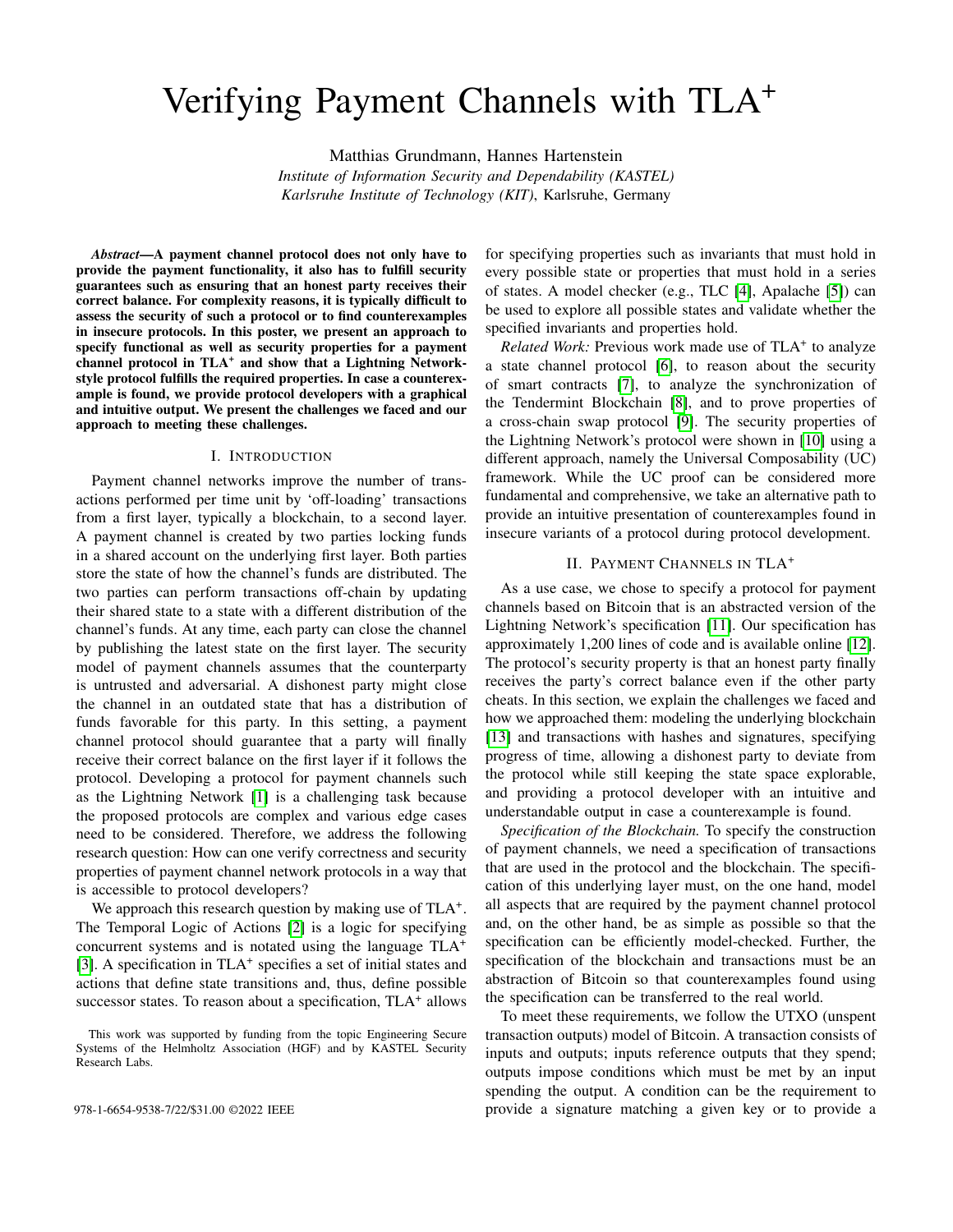# Verifying Payment Channels with TLA$^+$

Matthias Grundmann, Hannes Hartenstein

*Institute of Information Security and Dependability (KASTEL)*
*Karlsruhe Institute of Technology (KIT)*, Karlsruhe, Germany

***Abstract*—A payment channel protocol does not only have to provide the payment functionality, it also has to fulfill security guarantees such as ensuring that an honest party receives their correct balance. For complexity reasons, it is typically difficult to assess the security of such a protocol or to find counterexamples in insecure protocols. In this poster, we present an approach to specify functional as well as security properties for a payment channel protocol in TLA$^+$ and show that a Lightning Network-style protocol fulfills the required properties. In case a counterexample is found, we provide protocol developers with a graphical and intuitive output. We present the challenges we faced and our approach to meeting these challenges.**

## I. Introduction

Payment channel networks improve the number of transactions performed per time unit by 'off-loading' transactions from a first layer, typically a blockchain, to a second layer. A payment channel is created by two parties locking funds in a shared account on the underlying first layer. Both parties store the state of how the channel's funds are distributed. The two parties can perform transactions off-chain by updating their shared state to a state with a different distribution of the channel's funds. At any time, each party can close the channel by publishing the latest state on the first layer. The security model of payment channels assumes that the counterparty is untrusted and adversarial. A dishonest party might close the channel in an outdated state that has a distribution of funds favorable for this party. In this setting, a payment channel protocol should guarantee that a party will finally receive their correct balance on the first layer if it follows the protocol. Developing a protocol for payment channels such as the Lightning Network [1] is a challenging task because the proposed protocols are complex and various edge cases need to be considered. Therefore, we address the following research question: How can one verify correctness and security properties of payment channel network protocols in a way that is accessible to protocol developers?

We approach this research question by making use of TLA$^+$. The Temporal Logic of Actions [2] is a logic for specifying concurrent systems and is notated using the language TLA$^+$ [3]. A specification in TLA$^+$ specifies a set of initial states and actions that define state transitions and, thus, define possible successor states. To reason about a specification, TLA$^+$ allows for specifying properties such as invariants that must hold in every possible state or properties that must hold in a series of states. A model checker (e.g., TLC [4], Apalache [5]) can be used to explore all possible states and validate whether the specified invariants and properties hold.

*Related Work:* Previous work made use of TLA$^+$ to analyze a state channel protocol [6], to reason about the security of smart contracts [7], to analyze the synchronization of the Tendermint Blockchain [8], and to prove properties of a cross-chain swap protocol [9]. The security properties of the Lightning Network's protocol were shown in [10] using a different approach, namely the Universal Composability (UC) framework. While the UC proof can be considered more fundamental and comprehensive, we take an alternative path to provide an intuitive presentation of counterexamples found in insecure variants of a protocol during protocol development.

## II. Payment Channels in TLA$^+$

As a use case, we chose to specify a protocol for payment channels based on Bitcoin that is an abstracted version of the Lightning Network's specification [11]. Our specification has approximately 1,200 lines of code and is available online [12]. The protocol's security property is that an honest party finally receives the party's correct balance even if the other party cheats. In this section, we explain the challenges we faced and how we approached them: modeling the underlying blockchain [13] and transactions with hashes and signatures, specifying progress of time, allowing a dishonest party to deviate from the protocol while still keeping the state space explorable, and providing a protocol developer with an intuitive and understandable output in case a counterexample is found.

*Specification of the Blockchain.* To specify the construction of payment channels, we need a specification of transactions that are used in the protocol and the blockchain. The specification of this underlying layer must, on the one hand, model all aspects that are required by the payment channel protocol and, on the other hand, be as simple as possible so that the specification can be efficiently model-checked. Further, the specification of the blockchain and transactions must be an abstraction of Bitcoin so that counterexamples found using the specification can be transferred to the real world.

To meet these requirements, we follow the UTXO (unspent transaction outputs) model of Bitcoin. A transaction consists of inputs and outputs; inputs reference outputs that they spend; outputs impose conditions which must be met by an input spending the output. A condition can be the requirement to provide a signature matching a given key or to provide a

This work was supported by funding from the topic Engineering Secure Systems of the Helmholtz Association (HGF) and by KASTEL Security Research Labs.

978-1-6654-9538-7/22/$31.00 ©2022 IEEE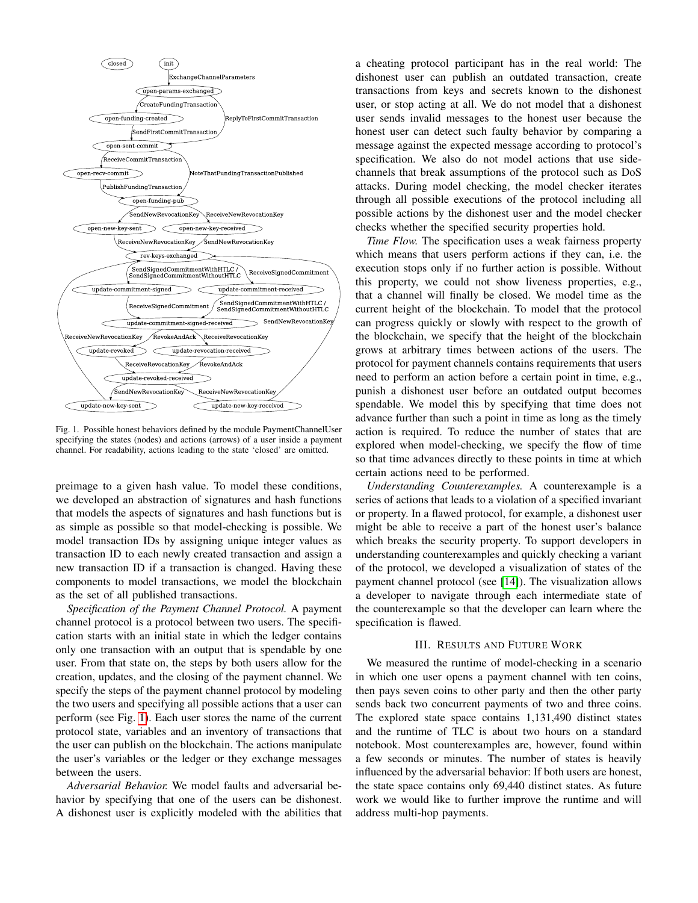Fig. 1. Possible honest behaviors defined by the module PaymentChannelUser specifying the states (nodes) and actions (arrows) of a user inside a payment channel. For readability, actions leading to the state 'closed' are omitted.

preimage to a given hash value. To model these conditions, we developed an abstraction of signatures and hash functions that models the aspects of signatures and hash functions but is as simple as possible so that model-checking is possible. We model transaction IDs by assigning unique integer values as transaction ID to each newly created transaction and assign a new transaction ID if a transaction is changed. Having these components to model transactions, we model the blockchain as the set of all published transactions.

*Specification of the Payment Channel Protocol.* A payment channel protocol is a protocol between two users. The specification starts with an initial state in which the ledger contains only one transaction with an output that is spendable by one user. From that state on, the steps by both users allow for the creation, updates, and the closing of the payment channel. We specify the steps of the payment channel protocol by modeling the two users and specifying all possible actions that a user can perform (see Fig. 1). Each user stores the name of the current protocol state, variables and an inventory of transactions that the user can publish on the blockchain. The actions manipulate the user's variables or the ledger or they exchange messages between the users.

*Adversarial Behavior.* We model faults and adversarial behavior by specifying that one of the users can be dishonest. A dishonest user is explicitly modeled with the abilities that a cheating protocol participant has in the real world: The dishonest user can publish an outdated transaction, create transactions from keys and secrets known to the dishonest user, or stop acting at all. We do not model that a dishonest user sends invalid messages to the honest user because the honest user can detect such faulty behavior by comparing a message against the expected message according to protocol's specification. We also do not model actions that use side-channels that break assumptions of the protocol such as DoS attacks. During model checking, the model checker iterates through all possible executions of the protocol including all possible actions by the dishonest user and the model checker checks whether the specified security properties hold.

*Time Flow.* The specification uses a weak fairness property which means that users perform actions if they can, i.e. the execution stops only if no further action is possible. Without this property, we could not show liveness properties, e.g., that a channel will finally be closed. We model time as the current height of the blockchain. To model that the protocol can progress quickly or slowly with respect to the growth of the blockchain, we specify that the height of the blockchain grows at arbitrary times between actions of the users. The protocol for payment channels contains requirements that users need to perform an action before a certain point in time, e.g., punish a dishonest user before an outdated output becomes spendable. We model this by specifying that time does not advance further than such a point in time as long as the timely action is required. To reduce the number of states that are explored when model-checking, we specify the flow of time so that time advances directly to these points in time at which certain actions need to be performed.

*Understanding Counterexamples.* A counterexample is a series of actions that leads to a violation of a specified invariant or property. In a flawed protocol, for example, a dishonest user might be able to receive a part of the honest user's balance which breaks the security property. To support developers in understanding counterexamples and quickly checking a variant of the protocol, we developed a visualization of states of the payment channel protocol (see [14]). The visualization allows a developer to navigate through each intermediate state of the counterexample so that the developer can learn where the specification is flawed.

## III. Results and Future Work

We measured the runtime of model-checking in a scenario in which one user opens a payment channel with ten coins, then pays seven coins to other party and then the other party sends back two concurrent payments of two and three coins. The explored state space contains 1,131,490 distinct states and the runtime of TLC is about two hours on a standard notebook. Most counterexamples are, however, found within a few seconds or minutes. The number of states is heavily influenced by the adversarial behavior: If both users are honest, the state space contains only 69,440 distinct states. As future work we would like to further improve the runtime and will address multi-hop payments.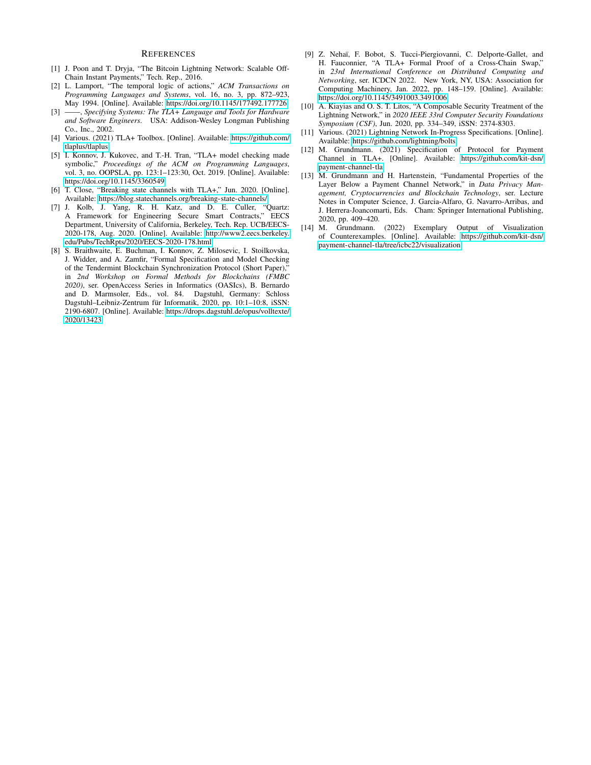# References

[1] J. Poon and T. Dryja, "The Bitcoin Lightning Network: Scalable Off-Chain Instant Payments," Tech. Rep., 2016.

[2] L. Lamport, "The temporal logic of actions," *ACM Transactions on Programming Languages and Systems*, vol. 16, no. 3, pp. 872–923, May 1994. [Online]. Available: https://doi.org/10.1145/177492.177726

[3] ——, *Specifying Systems: The TLA+ Language and Tools for Hardware and Software Engineers*. USA: Addison-Wesley Longman Publishing Co., Inc., 2002.

[4] Various. (2021) TLA+ Toolbox. [Online]. Available: https://github.com/tlaplus/tlaplus

[5] I. Konnov, J. Kukovec, and T.-H. Tran, "TLA+ model checking made symbolic," *Proceedings of the ACM on Programming Languages*, vol. 3, no. OOPSLA, pp. 123:1–123:30, Oct. 2019. [Online]. Available: https://doi.org/10.1145/3360549

[6] T. Close, "Breaking state channels with TLA+," Jun. 2020. [Online]. Available: https://blog.statechannels.org/breaking-state-channels/

[7] J. Kolb, J. Yang, R. H. Katz, and D. E. Culler, "Quartz: A Framework for Engineering Secure Smart Contracts," EECS Department, University of California, Berkeley, Tech. Rep. UCB/EECS-2020-178, Aug. 2020. [Online]. Available: http://www2.eecs.berkeley.edu/Pubs/TechRpts/2020/EECS-2020-178.html

[8] S. Braithwaite, E. Buchman, I. Konnov, Z. Milosevic, I. Stoilkovska, J. Widder, and A. Zamfir, "Formal Specification and Model Checking of the Tendermint Blockchain Synchronization Protocol (Short Paper)," in *2nd Workshop on Formal Methods for Blockchains (FMBC 2020)*, ser. OpenAccess Series in Informatics (OASIcs), B. Bernardo and D. Marmsoler, Eds., vol. 84. Dagstuhl, Germany: Schloss Dagstuhl–Leibniz-Zentrum für Informatik, 2020, pp. 10:1–10:8, iSSN: 2190-6807. [Online]. Available: https://drops.dagstuhl.de/opus/volltexte/2020/13423

[9] Z. Nehaï, F. Bobot, S. Tucci-Piergiovanni, C. Delporte-Gallet, and H. Fauconnier, "A TLA+ Formal Proof of a Cross-Chain Swap," in *23rd International Conference on Distributed Computing and Networking*, ser. ICDCN 2022. New York, NY, USA: Association for Computing Machinery, Jan. 2022, pp. 148–159. [Online]. Available: https://doi.org/10.1145/3491003.3491006

[10] A. Kiayias and O. S. T. Litos, "A Composable Security Treatment of the Lightning Network," in *2020 IEEE 33rd Computer Security Foundations Symposium (CSF)*, Jun. 2020, pp. 334–349, iSSN: 2374-8303.

[11] Various. (2021) Lightning Network In-Progress Specifications. [Online]. Available: https://github.com/lightning/bolts

[12] M. Grundmann. (2021) Specification of Protocol for Payment Channel in TLA+. [Online]. Available: https://github.com/kit-dsn/payment-channel-tla

[13] M. Grundmann and H. Hartenstein, "Fundamental Properties of the Layer Below a Payment Channel Network," in *Data Privacy Management, Cryptocurrencies and Blockchain Technology*, ser. Lecture Notes in Computer Science, J. Garcia-Alfaro, G. Navarro-Arribas, and J. Herrera-Joancomarti, Eds. Cham: Springer International Publishing, 2020, pp. 409–420.

[14] M. Grundmann. (2022) Exemplary Output of Visualization of Counterexamples. [Online]. Available: https://github.com/kit-dsn/payment-channel-tla/tree/icbc22/visualization